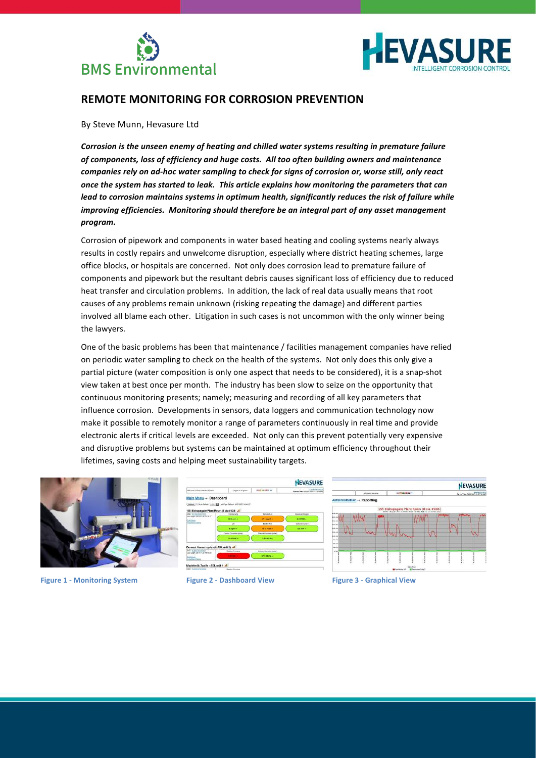# REMOTE MONITORING FOR CORROSION PREVENTION

By Steve Munn, Hevasure Ltd

***Corrosion is the unseen enemy of heating and chilled water systems resulting in premature failure of components, loss of efficiency and huge costs. All too often building owners and maintenance companies rely on ad-hoc water sampling to check for signs of corrosion or, worse still, only react once the system has started to leak. This article explains how monitoring the parameters that can lead to corrosion maintains systems in optimum health, significantly reduces the risk of failure while improving efficiencies. Monitoring should therefore be an integral part of any asset management program.***

Corrosion of pipework and components in water based heating and cooling systems nearly always results in costly repairs and unwelcome disruption, especially where district heating schemes, large office blocks, or hospitals are concerned. Not only does corrosion lead to premature failure of components and pipework but the resultant debris causes significant loss of efficiency due to reduced heat transfer and circulation problems. In addition, the lack of real data usually means that root causes of any problems remain unknown (risking repeating the damage) and different parties involved all blame each other. Litigation in such cases is not uncommon with the only winner being the lawyers.

One of the basic problems has been that maintenance / facilities management companies have relied on periodic water sampling to check on the health of the systems. Not only does this only give a partial picture (water composition is only one aspect that needs to be considered), it is a snap-shot view taken at best once per month. The industry has been slow to seize on the opportunity that continuous monitoring presents; namely; measuring and recording of all key parameters that influence corrosion. Developments in sensors, data loggers and communication technology now make it possible to remotely monitor a range of parameters continuously in real time and provide electronic alerts if critical levels are exceeded. Not only can this prevent potentially very expensive and disruptive problems but systems can be maintained at optimum efficiency throughout their lifetimes, saving costs and helping meet sustainability targets.

Figure 1 - Monitoring System

Figure 2 - Dashboard View

Figure 3 - Graphical View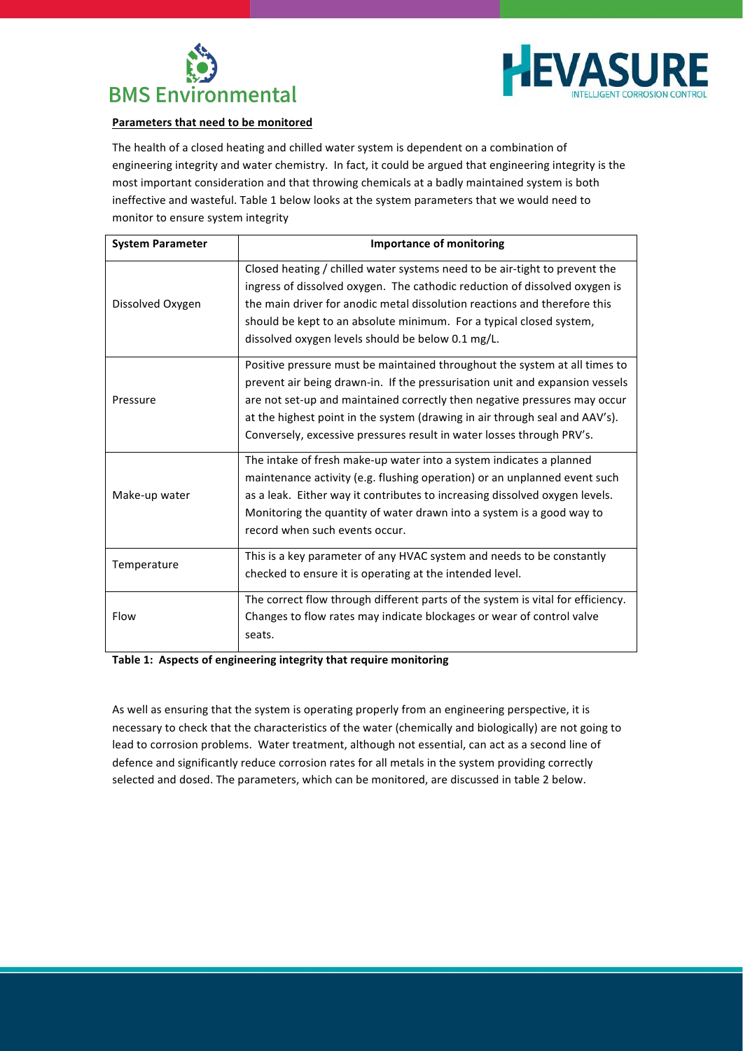**Parameters that need to be monitored**

The health of a closed heating and chilled water system is dependent on a combination of engineering integrity and water chemistry. In fact, it could be argued that engineering integrity is the most important consideration and that throwing chemicals at a badly maintained system is both ineffective and wasteful. Table 1 below looks at the system parameters that we would need to monitor to ensure system integrity

| System Parameter | Importance of monitoring |
| --- | --- |
| Dissolved Oxygen | Closed heating / chilled water systems need to be air-tight to prevent the ingress of dissolved oxygen. The cathodic reduction of dissolved oxygen is the main driver for anodic metal dissolution reactions and therefore this should be kept to an absolute minimum. For a typical closed system, dissolved oxygen levels should be below 0.1 mg/L. |
| Pressure | Positive pressure must be maintained throughout the system at all times to prevent air being drawn-in. If the pressurisation unit and expansion vessels are not set-up and maintained correctly then negative pressures may occur at the highest point in the system (drawing in air through seal and AAV's). Conversely, excessive pressures result in water losses through PRV's. |
| Make-up water | The intake of fresh make-up water into a system indicates a planned maintenance activity (e.g. flushing operation) or an unplanned event such as a leak. Either way it contributes to increasing dissolved oxygen levels. Monitoring the quantity of water drawn into a system is a good way to record when such events occur. |
| Temperature | This is a key parameter of any HVAC system and needs to be constantly checked to ensure it is operating at the intended level. |
| Flow | The correct flow through different parts of the system is vital for efficiency. Changes to flow rates may indicate blockages or wear of control valve seats. |

**Table 1: Aspects of engineering integrity that require monitoring**

As well as ensuring that the system is operating properly from an engineering perspective, it is necessary to check that the characteristics of the water (chemically and biologically) are not going to lead to corrosion problems. Water treatment, although not essential, can act as a second line of defence and significantly reduce corrosion rates for all metals in the system providing correctly selected and dosed. The parameters, which can be monitored, are discussed in table 2 below.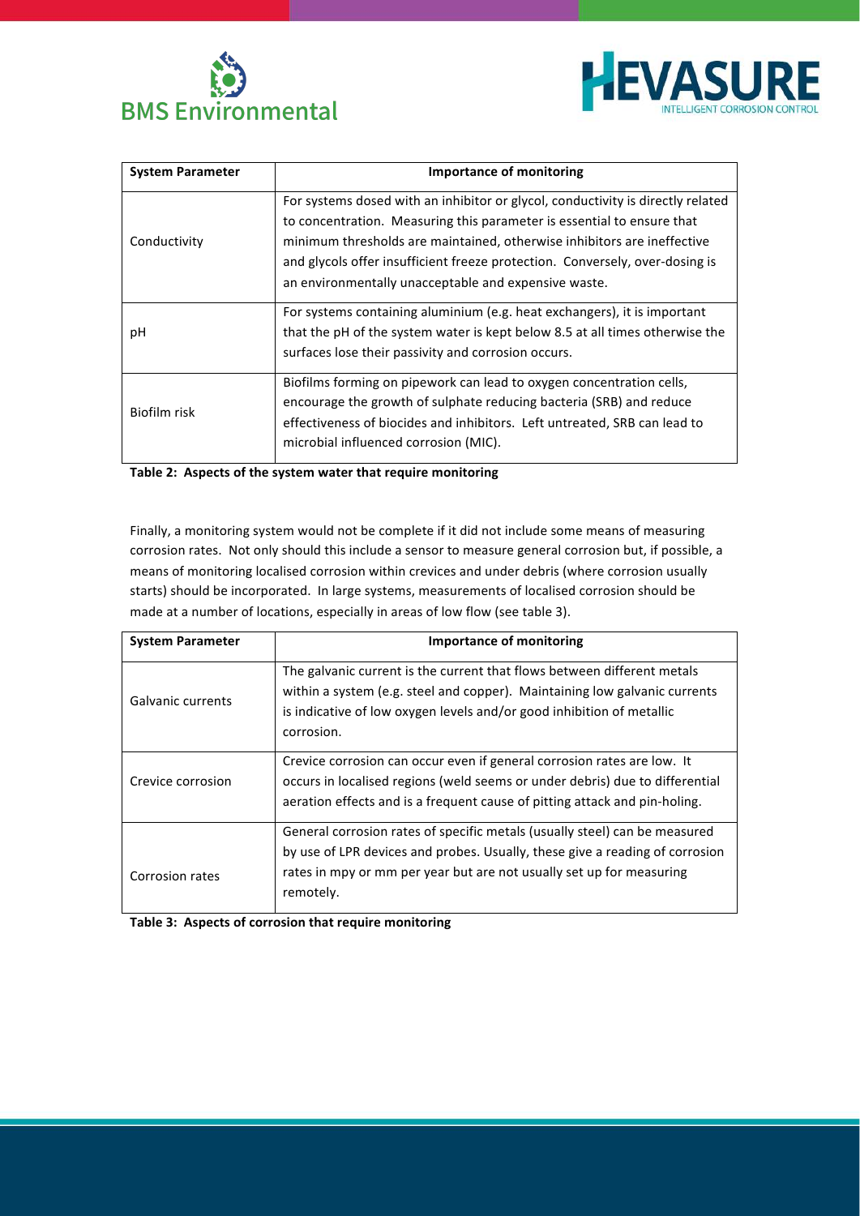| System Parameter | Importance of monitoring |
|---|---|
| Conductivity | For systems dosed with an inhibitor or glycol, conductivity is directly related to concentration. Measuring this parameter is essential to ensure that minimum thresholds are maintained, otherwise inhibitors are ineffective and glycols offer insufficient freeze protection. Conversely, over-dosing is an environmentally unacceptable and expensive waste. |
| pH | For systems containing aluminium (e.g. heat exchangers), it is important that the pH of the system water is kept below 8.5 at all times otherwise the surfaces lose their passivity and corrosion occurs. |
| Biofilm risk | Biofilms forming on pipework can lead to oxygen concentration cells, encourage the growth of sulphate reducing bacteria (SRB) and reduce effectiveness of biocides and inhibitors. Left untreated, SRB can lead to microbial influenced corrosion (MIC). |

**Table 2: Aspects of the system water that require monitoring**

Finally, a monitoring system would not be complete if it did not include some means of measuring corrosion rates. Not only should this include a sensor to measure general corrosion but, if possible, a means of monitoring localised corrosion within crevices and under debris (where corrosion usually starts) should be incorporated. In large systems, measurements of localised corrosion should be made at a number of locations, especially in areas of low flow (see table 3).

| System Parameter | Importance of monitoring |
|---|---|
| Galvanic currents | The galvanic current is the current that flows between different metals within a system (e.g. steel and copper). Maintaining low galvanic currents is indicative of low oxygen levels and/or good inhibition of metallic corrosion. |
| Crevice corrosion | Crevice corrosion can occur even if general corrosion rates are low. It occurs in localised regions (weld seems or under debris) due to differential aeration effects and is a frequent cause of pitting attack and pin-holing. |
| Corrosion rates | General corrosion rates of specific metals (usually steel) can be measured by use of LPR devices and probes. Usually, these give a reading of corrosion rates in mpy or mm per year but are not usually set up for measuring remotely. |

**Table 3: Aspects of corrosion that require monitoring**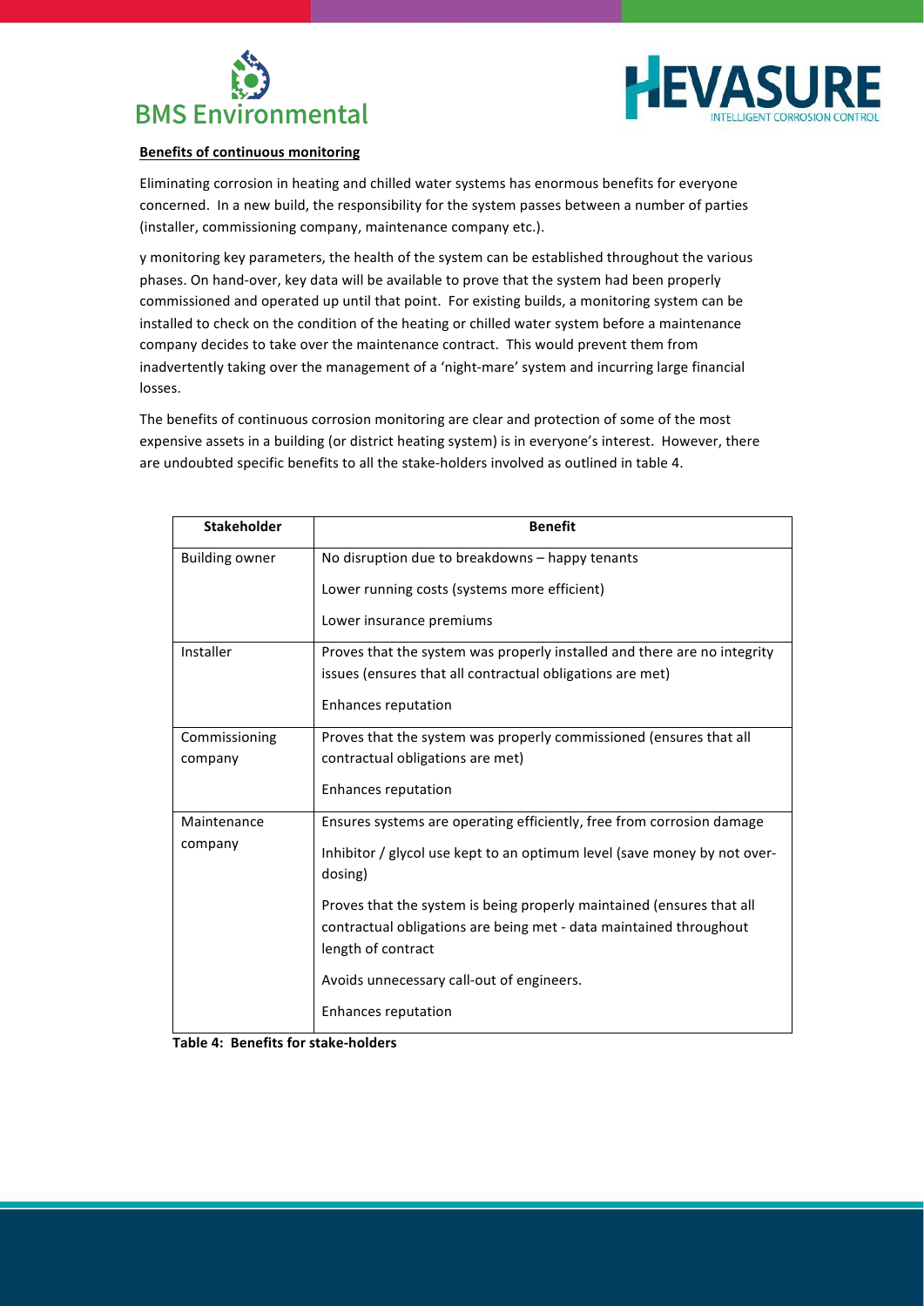**Benefits of continuous monitoring**

Eliminating corrosion in heating and chilled water systems has enormous benefits for everyone concerned. In a new build, the responsibility for the system passes between a number of parties (installer, commissioning company, maintenance company etc.).

y monitoring key parameters, the health of the system can be established throughout the various phases. On hand-over, key data will be available to prove that the system had been properly commissioned and operated up until that point. For existing builds, a monitoring system can be installed to check on the condition of the heating or chilled water system before a maintenance company decides to take over the maintenance contract. This would prevent them from inadvertently taking over the management of a 'night-mare' system and incurring large financial losses.

The benefits of continuous corrosion monitoring are clear and protection of some of the most expensive assets in a building (or district heating system) is in everyone's interest. However, there are undoubted specific benefits to all the stake-holders involved as outlined in table 4.

| Stakeholder | Benefit |
|---|---|
| Building owner | No disruption due to breakdowns – happy tenants<br>Lower running costs (systems more efficient)<br>Lower insurance premiums |
| Installer | Proves that the system was properly installed and there are no integrity issues (ensures that all contractual obligations are met)<br>Enhances reputation |
| Commissioning company | Proves that the system was properly commissioned (ensures that all contractual obligations are met)<br>Enhances reputation |
| Maintenance company | Ensures systems are operating efficiently, free from corrosion damage<br>Inhibitor / glycol use kept to an optimum level (save money by not over-dosing)<br>Proves that the system is being properly maintained (ensures that all contractual obligations are being met - data maintained throughout length of contract<br>Avoids unnecessary call-out of engineers.<br>Enhances reputation |

**Table 4: Benefits for stake-holders**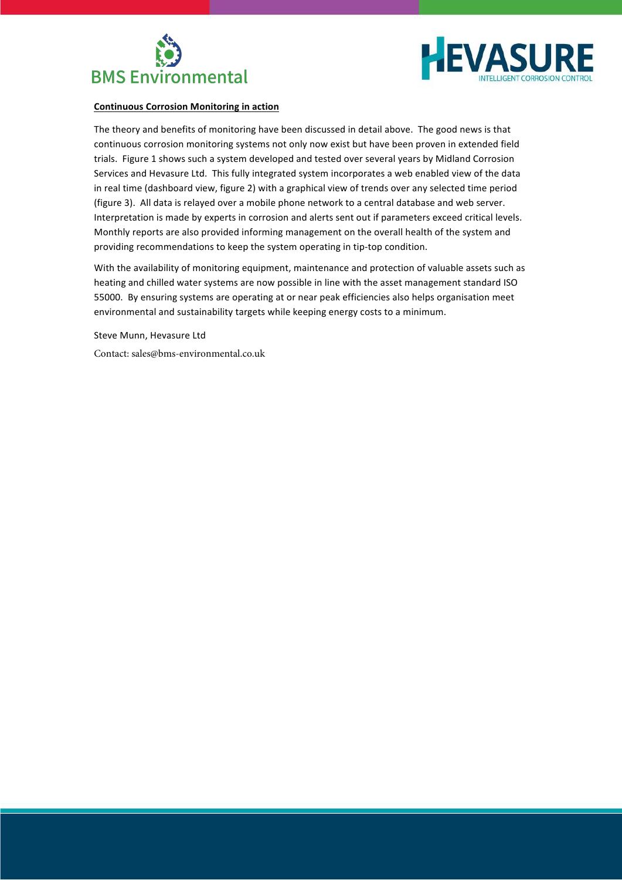**Continuous Corrosion Monitoring in action**

The theory and benefits of monitoring have been discussed in detail above. The good news is that continuous corrosion monitoring systems not only now exist but have been proven in extended field trials. Figure 1 shows such a system developed and tested over several years by Midland Corrosion Services and Hevasure Ltd. This fully integrated system incorporates a web enabled view of the data in real time (dashboard view, figure 2) with a graphical view of trends over any selected time period (figure 3). All data is relayed over a mobile phone network to a central database and web server. Interpretation is made by experts in corrosion and alerts sent out if parameters exceed critical levels. Monthly reports are also provided informing management on the overall health of the system and providing recommendations to keep the system operating in tip-top condition.

With the availability of monitoring equipment, maintenance and protection of valuable assets such as heating and chilled water systems are now possible in line with the asset management standard ISO 55000. By ensuring systems are operating at or near peak efficiencies also helps organisation meet environmental and sustainability targets while keeping energy costs to a minimum.

Steve Munn, Hevasure Ltd

Contact: sales@bms-environmental.co.uk